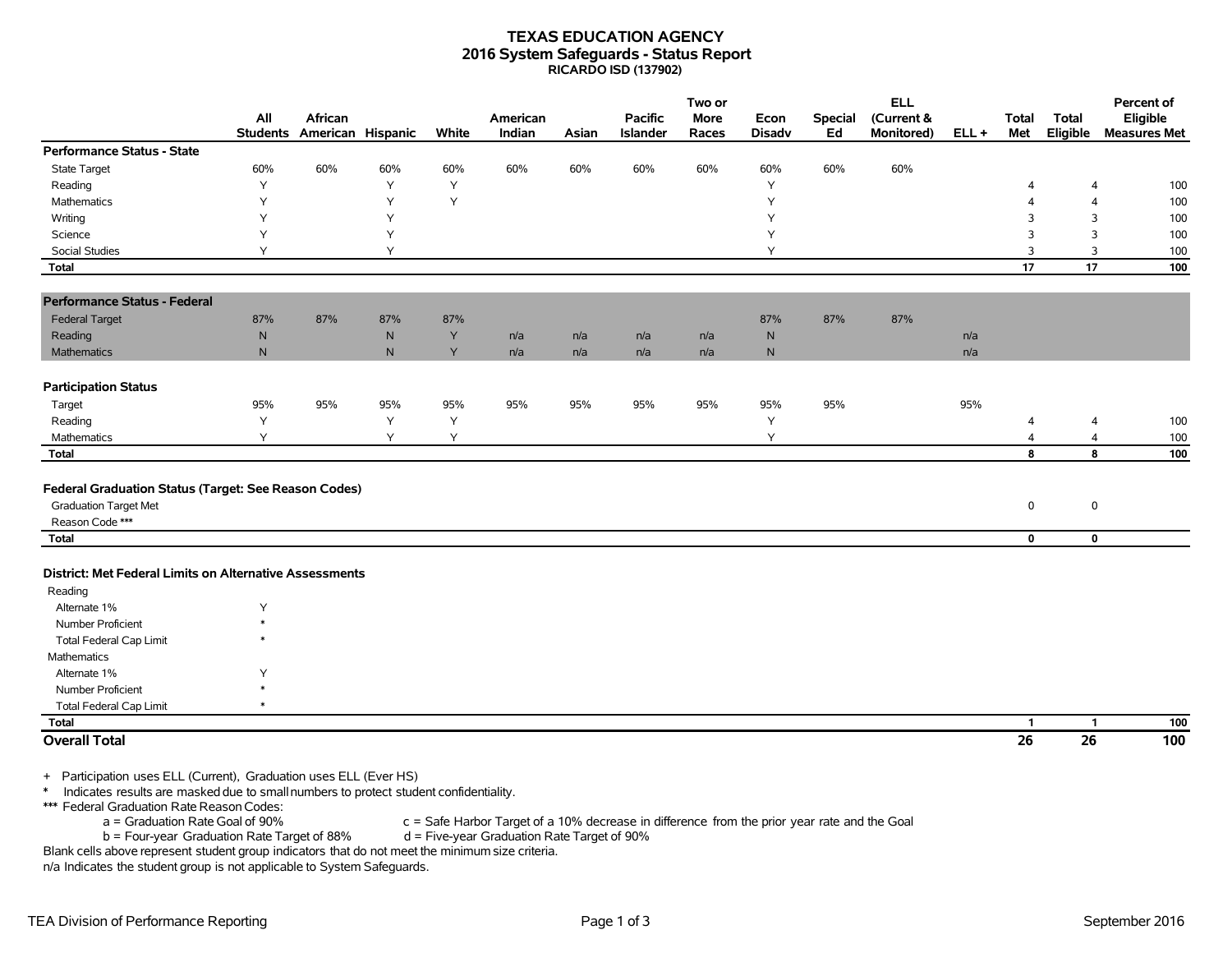# TEXAS EDUCATION AGENCY
## 2016 System Safeguards - Status Report
### RICARDO ISD (137902)

| | All Students | African American | Hispanic | White | American Indian | Asian | Pacific Islander | Two or More Races | Econ Disadv | Special Ed | ELL (Current & Monitored) | ELL + | Total Met | Total Eligible | Percent of Eligible Measures Met |
|---|---|---|---|---|---|---|---|---|---|---|---|---|---|---|---|
| **Performance Status - State** | | | | | | | | | | | | | | | |
| State Target | 60% | 60% | 60% | 60% | 60% | 60% | 60% | 60% | 60% | 60% | 60% | | | | |
| Reading | Y | | Y | Y | | | | | Y | | | | 4 | 4 | 100 |
| Mathematics | Y | | Y | Y | | | | | Y | | | | 4 | 4 | 100 |
| Writing | Y | | Y | | | | | | Y | | | | 3 | 3 | 100 |
| Science | Y | | Y | | | | | | Y | | | | 3 | 3 | 100 |
| Social Studies | Y | | Y | | | | | | Y | | | | 3 | 3 | 100 |
| **Total** | | | | | | | | | | | | | **17** | **17** | **100** |
| **Performance Status - Federal** | | | | | | | | | | | | | | | |
| Federal Target | 87% | 87% | 87% | 87% | | | | | 87% | 87% | 87% | | | | |
| Reading | N | | N | Y | n/a | n/a | n/a | n/a | N | | | n/a | | | |
| Mathematics | N | | N | Y | n/a | n/a | n/a | n/a | N | | | n/a | | | |
| **Participation Status** | | | | | | | | | | | | | | | |
| Target | 95% | 95% | 95% | 95% | 95% | 95% | 95% | 95% | 95% | 95% | | 95% | | | |
| Reading | Y | | Y | Y | | | | | Y | | | | 4 | 4 | 100 |
| Mathematics | Y | | Y | Y | | | | | Y | | | | 4 | 4 | 100 |
| **Total** | | | | | | | | | | | | | **8** | **8** | **100** |
| **Federal Graduation Status (Target: See Reason Codes)** | | | | | | | | | | | | | | | |
| Graduation Target Met | | | | | | | | | | | | | 0 | 0 | |
| Reason Code *** | | | | | | | | | | | | | | | |
| **Total** | | | | | | | | | | | | | **0** | **0** | |
| **District: Met Federal Limits on Alternative Assessments** | | | | | | | | | | | | | | | |
| Reading | | | | | | | | | | | | | | | |
| Alternate 1% | Y | | | | | | | | | | | | | | |
| Number Proficient | * | | | | | | | | | | | | | | |
| Total Federal Cap Limit | * | | | | | | | | | | | | | | |
| Mathematics | | | | | | | | | | | | | | | |
| Alternate 1% | Y | | | | | | | | | | | | | | |
| Number Proficient | * | | | | | | | | | | | | | | |
| Total Federal Cap Limit | * | | | | | | | | | | | | | | |
| **Total** | | | | | | | | | | | | | **1** | **1** | **100** |
| **Overall Total** | | | | | | | | | | | | | **26** | **26** | **100** |

\+ Participation uses ELL (Current), Graduation uses ELL (Ever HS)

\* Indicates results are masked due to small numbers to protect student confidentiality.

*** Federal Graduation Rate Reason Codes:
- a = Graduation Rate Goal of 90%
- b = Four-year Graduation Rate Target of 88%
- c = Safe Harbor Target of a 10% decrease in difference from the prior year rate and the Goal
- d = Five-year Graduation Rate Target of 90%

Blank cells above represent student group indicators that do not meet the minimum size criteria.

n/a Indicates the student group is not applicable to System Safeguards.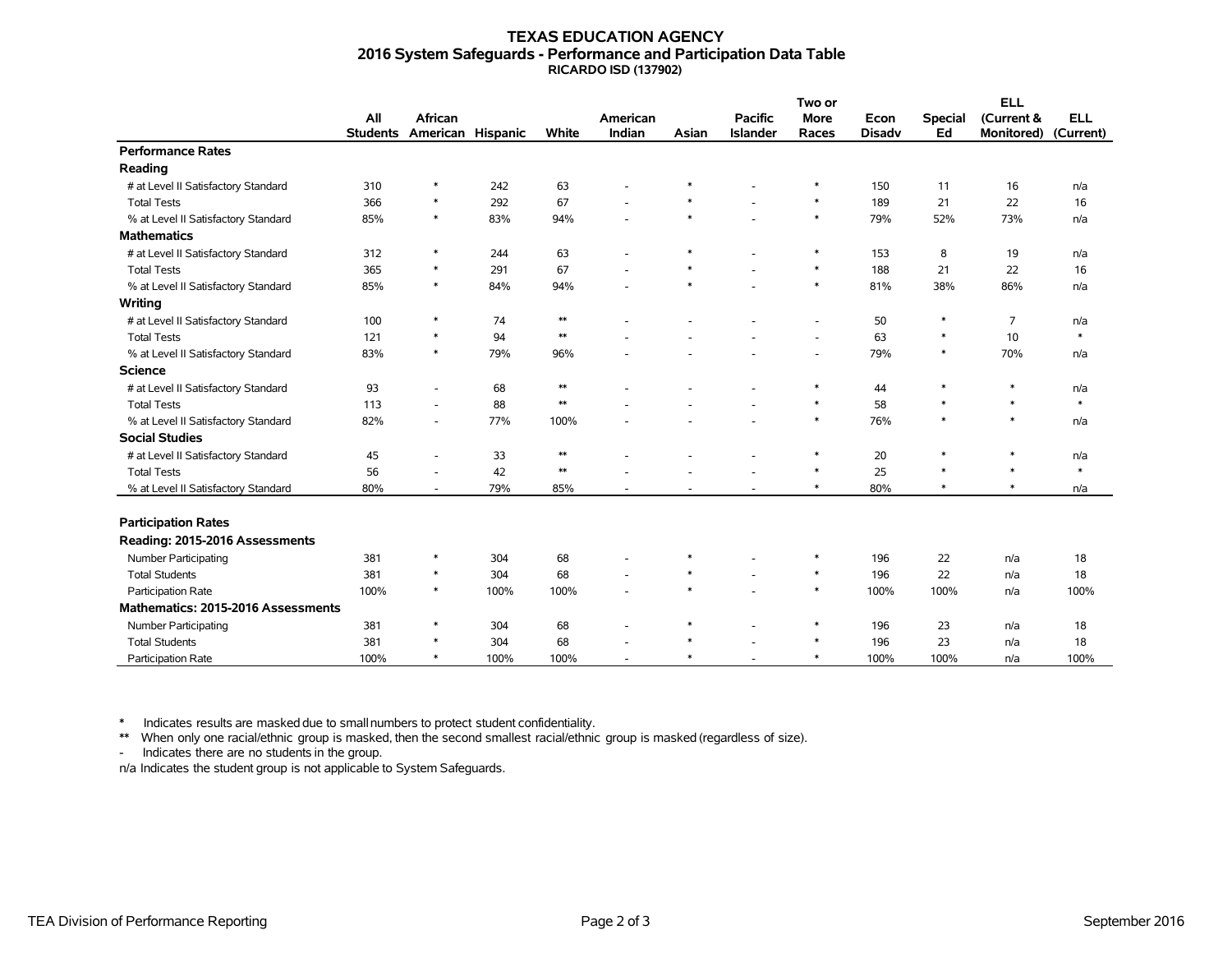# TEXAS EDUCATION AGENCY
## 2016 System Safeguards - Performance and Participation Data Table
### RICARDO ISD (137902)

| | All Students | African American | Hispanic | White | American Indian | Asian | Pacific Islander | Two or More Races | Econ Disadv | Special Ed | ELL (Current & Monitored) | ELL (Current) |
|---|---|---|---|---|---|---|---|---|---|---|---|---|
| **Performance Rates** | | | | | | | | | | | | |
| **Reading** | | | | | | | | | | | | |
| # at Level II Satisfactory Standard | 310 | * | 242 | 63 | - | * | - | * | 150 | 11 | 16 | n/a |
| Total Tests | 366 | * | 292 | 67 | - | * | - | * | 189 | 21 | 22 | 16 |
| % at Level II Satisfactory Standard | 85% | * | 83% | 94% | - | * | - | * | 79% | 52% | 73% | n/a |
| **Mathematics** | | | | | | | | | | | | |
| # at Level II Satisfactory Standard | 312 | * | 244 | 63 | - | * | - | * | 153 | 8 | 19 | n/a |
| Total Tests | 365 | * | 291 | 67 | - | * | - | * | 188 | 21 | 22 | 16 |
| % at Level II Satisfactory Standard | 85% | * | 84% | 94% | - | * | - | * | 81% | 38% | 86% | n/a |
| **Writing** | | | | | | | | | | | | |
| # at Level II Satisfactory Standard | 100 | * | 74 | ** | - | - | - | - | 50 | * | 7 | n/a |
| Total Tests | 121 | * | 94 | ** | - | - | - | - | 63 | * | 10 | * |
| % at Level II Satisfactory Standard | 83% | * | 79% | 96% | - | - | - | - | 79% | * | 70% | n/a |
| **Science** | | | | | | | | | | | | |
| # at Level II Satisfactory Standard | 93 | - | 68 | ** | - | - | - | * | 44 | * | * | n/a |
| Total Tests | 113 | - | 88 | ** | - | - | - | * | 58 | * | * | * |
| % at Level II Satisfactory Standard | 82% | - | 77% | 100% | - | - | - | * | 76% | * | * | n/a |
| **Social Studies** | | | | | | | | | | | | |
| # at Level II Satisfactory Standard | 45 | - | 33 | ** | - | - | - | * | 20 | * | * | n/a |
| Total Tests | 56 | - | 42 | ** | - | - | - | * | 25 | * | * | * |
| % at Level II Satisfactory Standard | 80% | - | 79% | 85% | - | - | - | * | 80% | * | * | n/a |
| **Participation Rates** | | | | | | | | | | | | |
| **Reading: 2015-2016 Assessments** | | | | | | | | | | | | |
| Number Participating | 381 | * | 304 | 68 | - | * | - | * | 196 | 22 | n/a | 18 |
| Total Students | 381 | * | 304 | 68 | - | * | - | * | 196 | 22 | n/a | 18 |
| Participation Rate | 100% | * | 100% | 100% | - | * | - | * | 100% | 100% | n/a | 100% |
| **Mathematics: 2015-2016 Assessments** | | | | | | | | | | | | |
| Number Participating | 381 | * | 304 | 68 | - | * | - | * | 196 | 23 | n/a | 18 |
| Total Students | 381 | * | 304 | 68 | - | * | - | * | 196 | 23 | n/a | 18 |
| Participation Rate | 100% | * | 100% | 100% | - | * | - | * | 100% | 100% | n/a | 100% |

\* Indicates results are masked due to small numbers to protect student confidentiality.

\*\* When only one racial/ethnic group is masked, then the second smallest racial/ethnic group is masked (regardless of size).

\- Indicates there are no students in the group.

n/a Indicates the student group is not applicable to System Safeguards.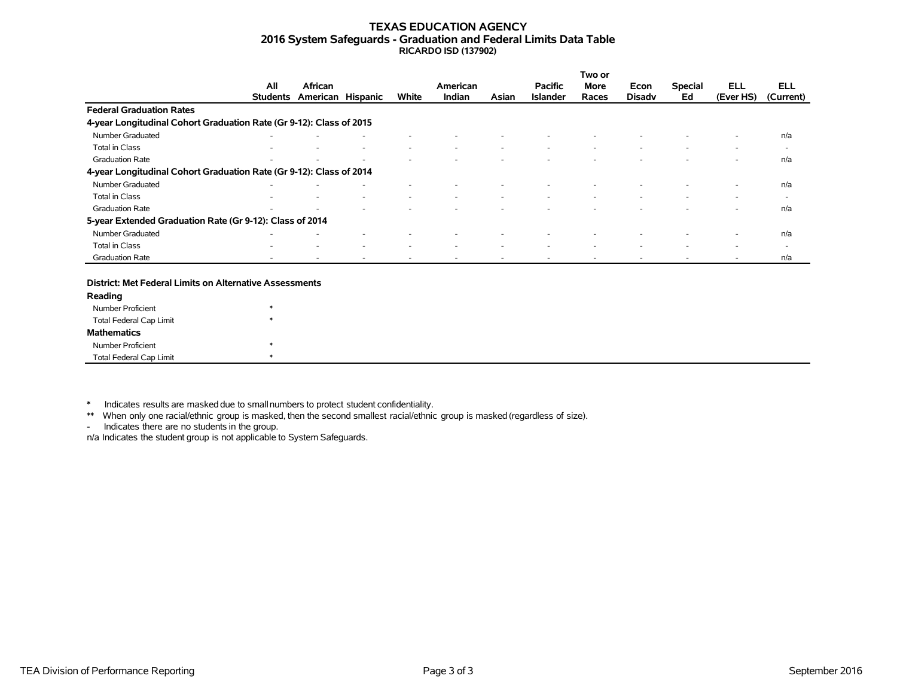# TEXAS EDUCATION AGENCY
## 2016 System Safeguards - Graduation and Federal Limits Data Table
### RICARDO ISD (137902)

| | All Students | African American | Hispanic | White | American Indian | Asian | Pacific Islander | Two or More Races | Econ Disadv | Special Ed | ELL (Ever HS) | ELL (Current) |
|---|---|---|---|---|---|---|---|---|---|---|---|---|
| **Federal Graduation Rates** | | | | | | | | | | | | |
| **4-year Longitudinal Cohort Graduation Rate (Gr 9-12): Class of 2015** | | | | | | | | | | | | |
| Number Graduated | - | - | - | - | - | - | - | - | - | - | - | n/a |
| Total in Class | - | - | - | - | - | - | - | - | - | - | - | - |
| Graduation Rate | - | - | - | - | - | - | - | - | - | - | - | n/a |
| **4-year Longitudinal Cohort Graduation Rate (Gr 9-12): Class of 2014** | | | | | | | | | | | | |
| Number Graduated | - | - | - | - | - | - | - | - | - | - | - | n/a |
| Total in Class | - | - | - | - | - | - | - | - | - | - | - | - |
| Graduation Rate | - | - | - | - | - | - | - | - | - | - | - | n/a |
| **5-year Extended Graduation Rate (Gr 9-12): Class of 2014** | | | | | | | | | | | | |
| Number Graduated | - | - | - | - | - | - | - | - | - | - | - | n/a |
| Total in Class | - | - | - | - | - | - | - | - | - | - | - | - |
| Graduation Rate | - | - | - | - | - | - | - | - | - | - | - | n/a |

| | All Students |
|---|---|
| **District: Met Federal Limits on Alternative Assessments** | |
| **Reading** | |
| Number Proficient | * |
| Total Federal Cap Limit | * |
| **Mathematics** | |
| Number Proficient | * |
| Total Federal Cap Limit | * |

\* Indicates results are masked due to small numbers to protect student confidentiality.

** When only one racial/ethnic group is masked, then the second smallest racial/ethnic group is masked (regardless of size).

- Indicates there are no students in the group.

n/a Indicates the student group is not applicable to System Safeguards.